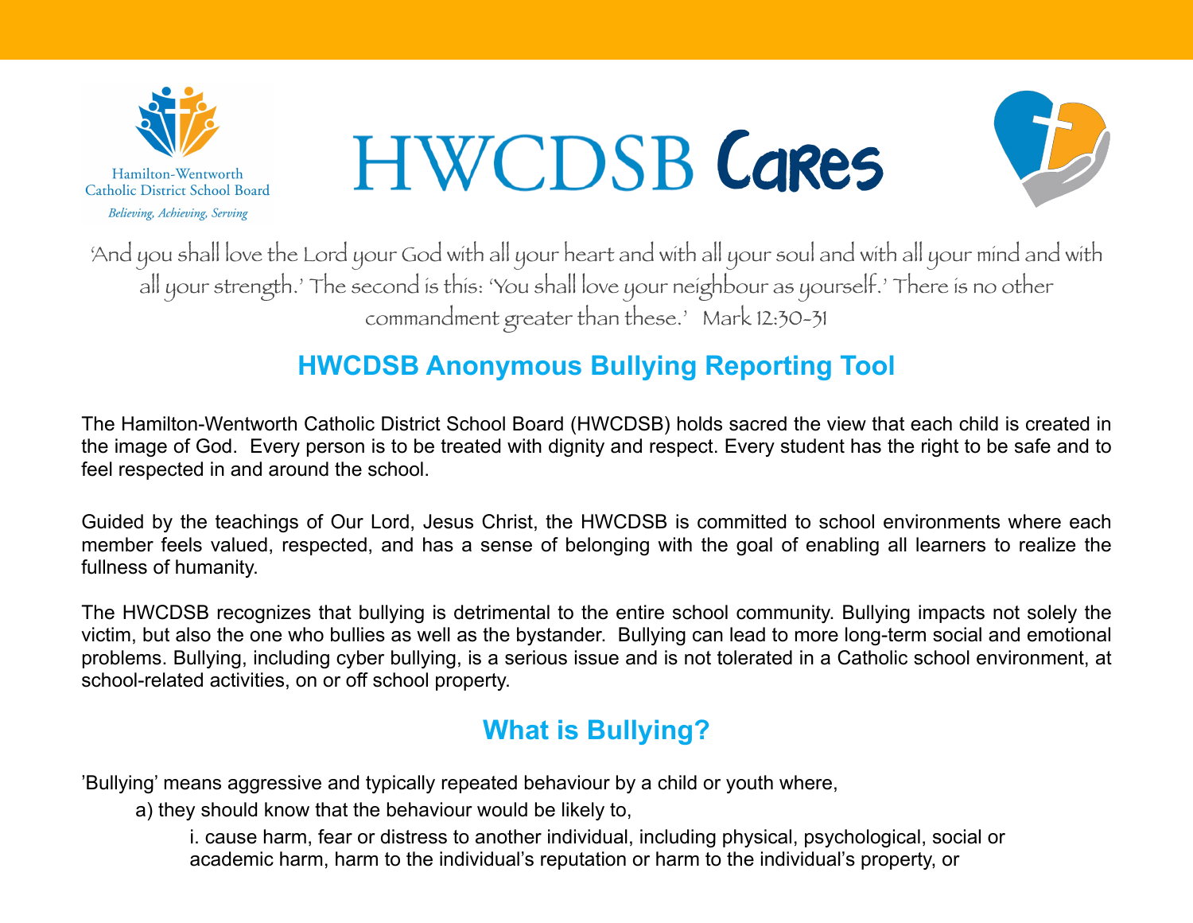Hamilton-Wentworth Catholic District School Board

*Believing, Achieving, Serving*

# HWCDSB Cares

'And you shall love the Lord your God with all your heart and with all your soul and with all your mind and with all your strength.' The second is this: 'You shall love your neighbour as yourself.' There is no other commandment greater than these.' Mark 12:30-31

## HWCDSB Anonymous Bullying Reporting Tool

The Hamilton-Wentworth Catholic District School Board (HWCDSB) holds sacred the view that each child is created in the image of God. Every person is to be treated with dignity and respect. Every student has the right to be safe and to feel respected in and around the school.

Guided by the teachings of Our Lord, Jesus Christ, the HWCDSB is committed to school environments where each member feels valued, respected, and has a sense of belonging with the goal of enabling all learners to realize the fullness of humanity.

The HWCDSB recognizes that bullying is detrimental to the entire school community. Bullying impacts not solely the victim, but also the one who bullies as well as the bystander. Bullying can lead to more long-term social and emotional problems. Bullying, including cyber bullying, is a serious issue and is not tolerated in a Catholic school environment, at school-related activities, on or off school property.

## What is Bullying?

'Bullying' means aggressive and typically repeated behaviour by a child or youth where,

a) they should know that the behaviour would be likely to,

i. cause harm, fear or distress to another individual, including physical, psychological, social or academic harm, harm to the individual's reputation or harm to the individual's property, or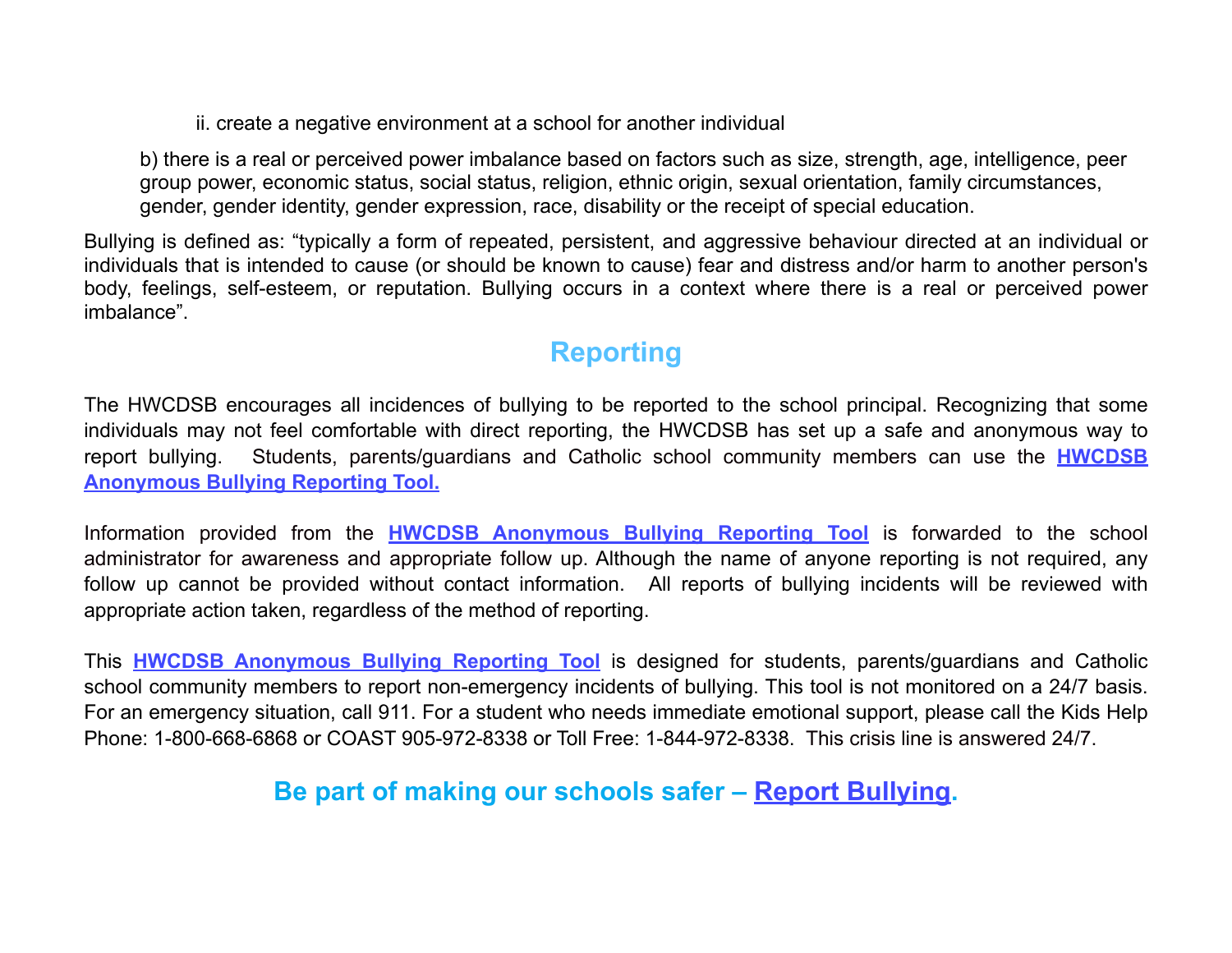ii. create a negative environment at a school for another individual

b) there is a real or perceived power imbalance based on factors such as size, strength, age, intelligence, peer group power, economic status, social status, religion, ethnic origin, sexual orientation, family circumstances, gender, gender identity, gender expression, race, disability or the receipt of special education.

Bullying is defined as: “typically a form of repeated, persistent, and aggressive behaviour directed at an individual or individuals that is intended to cause (or should be known to cause) fear and distress and/or harm to another person's body, feelings, self-esteem, or reputation. Bullying occurs in a context where there is a real or perceived power imbalance”.

## Reporting

The HWCDSB encourages all incidences of bullying to be reported to the school principal. Recognizing that some individuals may not feel comfortable with direct reporting, the HWCDSB has set up a safe and anonymous way to report bullying. Students, parents/guardians and Catholic school community members can use the **HWCDSB Anonymous Bullying Reporting Tool.**

Information provided from the **HWCDSB Anonymous Bullying Reporting Tool** is forwarded to the school administrator for awareness and appropriate follow up. Although the name of anyone reporting is not required, any follow up cannot be provided without contact information. All reports of bullying incidents will be reviewed with appropriate action taken, regardless of the method of reporting.

This **HWCDSB Anonymous Bullying Reporting Tool** is designed for students, parents/guardians and Catholic school community members to report non-emergency incidents of bullying. This tool is not monitored on a 24/7 basis. For an emergency situation, call 911. For a student who needs immediate emotional support, please call the Kids Help Phone: 1-800-668-6868 or COAST 905-972-8338 or Toll Free: 1-844-972-8338. This crisis line is answered 24/7.

### Be part of making our schools safer – Report Bullying.